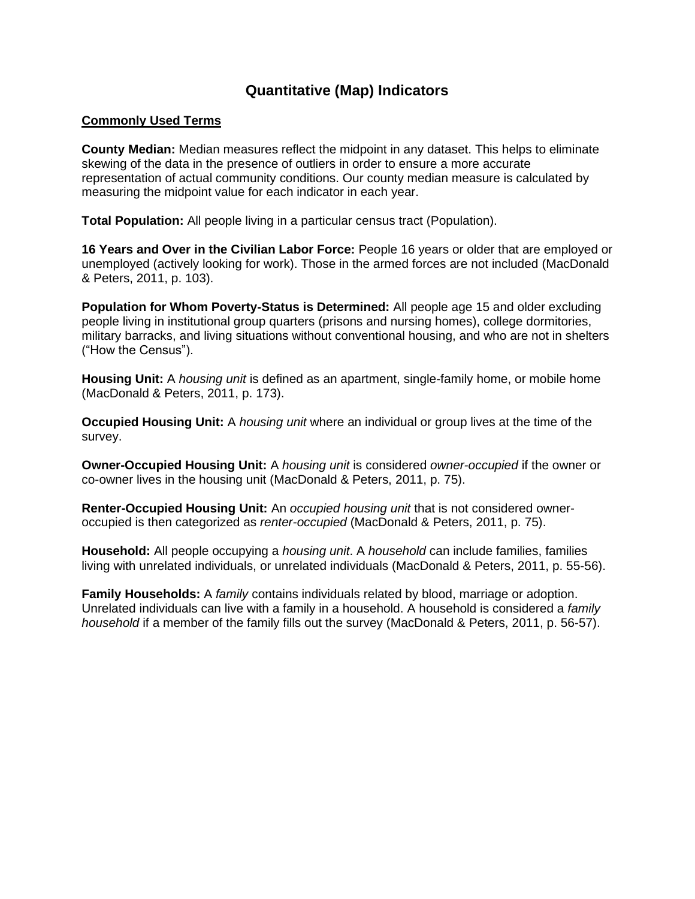# Quantitative (Map) Indicators

## Commonly Used Terms

**County Median:** Median measures reflect the midpoint in any dataset. This helps to eliminate skewing of the data in the presence of outliers in order to ensure a more accurate representation of actual community conditions. Our county median measure is calculated by measuring the midpoint value for each indicator in each year.

**Total Population:** All people living in a particular census tract (Population).

**16 Years and Over in the Civilian Labor Force:** People 16 years or older that are employed or unemployed (actively looking for work). Those in the armed forces are not included (MacDonald & Peters, 2011, p. 103).

**Population for Whom Poverty-Status is Determined:** All people age 15 and older excluding people living in institutional group quarters (prisons and nursing homes), college dormitories, military barracks, and living situations without conventional housing, and who are not in shelters ("How the Census").

**Housing Unit:** A *housing unit* is defined as an apartment, single-family home, or mobile home (MacDonald & Peters, 2011, p. 173).

**Occupied Housing Unit:** A *housing unit* where an individual or group lives at the time of the survey.

**Owner-Occupied Housing Unit:** A *housing unit* is considered *owner-occupied* if the owner or co-owner lives in the housing unit (MacDonald & Peters, 2011, p. 75).

**Renter-Occupied Housing Unit:** An *occupied housing unit* that is not considered owner-occupied is then categorized as *renter-occupied* (MacDonald & Peters, 2011, p. 75).

**Household:** All people occupying a *housing unit*. A *household* can include families, families living with unrelated individuals, or unrelated individuals (MacDonald & Peters, 2011, p. 55-56).

**Family Households:** A *family* contains individuals related by blood, marriage or adoption. Unrelated individuals can live with a family in a household. A household is considered a *family household* if a member of the family fills out the survey (MacDonald & Peters, 2011, p. 56-57).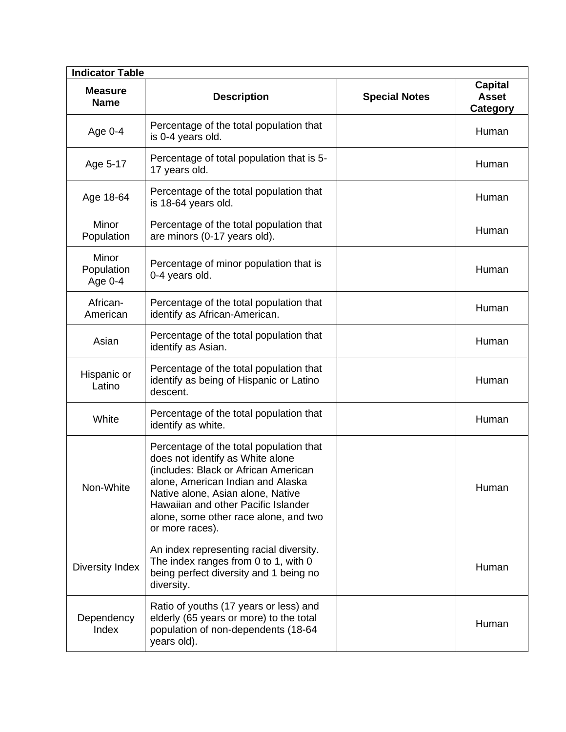| Indicator Table | | | |
|---|---|---|---|
| **Measure Name** | **Description** | **Special Notes** | **Capital Asset Category** |
| Age 0-4 | Percentage of the total population that is 0-4 years old. | | Human |
| Age 5-17 | Percentage of total population that is 5-17 years old. | | Human |
| Age 18-64 | Percentage of the total population that is 18-64 years old. | | Human |
| Minor Population | Percentage of the total population that are minors (0-17 years old). | | Human |
| Minor Population Age 0-4 | Percentage of minor population that is 0-4 years old. | | Human |
| African-American | Percentage of the total population that identify as African-American. | | Human |
| Asian | Percentage of the total population that identify as Asian. | | Human |
| Hispanic or Latino | Percentage of the total population that identify as being of Hispanic or Latino descent. | | Human |
| White | Percentage of the total population that identify as white. | | Human |
| Non-White | Percentage of the total population that does not identify as White alone (includes: Black or African American alone, American Indian and Alaska Native alone, Asian alone, Native Hawaiian and other Pacific Islander alone, some other race alone, and two or more races). | | Human |
| Diversity Index | An index representing racial diversity. The index ranges from 0 to 1, with 0 being perfect diversity and 1 being no diversity. | | Human |
| Dependency Index | Ratio of youths (17 years or less) and elderly (65 years or more) to the total population of non-dependents (18-64 years old). | | Human |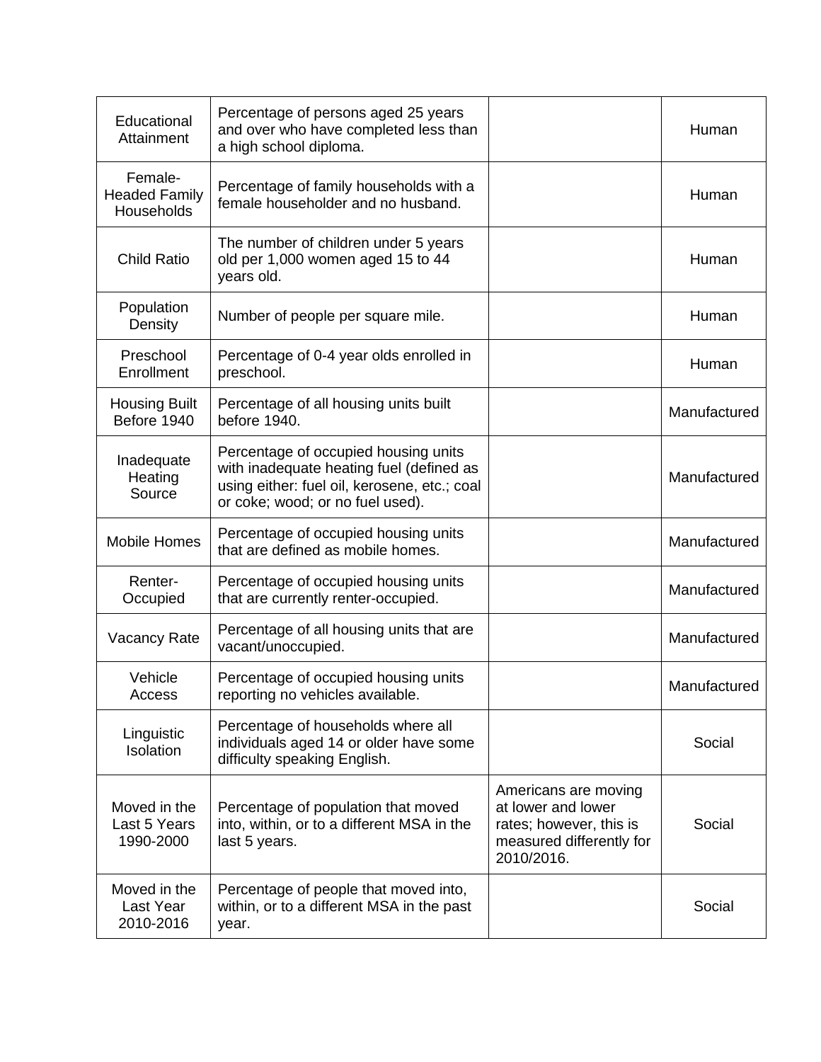| | | | |
|---|---|---|---|
| Educational Attainment | Percentage of persons aged 25 years and over who have completed less than a high school diploma. | | Human |
| Female-Headed Family Households | Percentage of family households with a female householder and no husband. | | Human |
| Child Ratio | The number of children under 5 years old per 1,000 women aged 15 to 44 years old. | | Human |
| Population Density | Number of people per square mile. | | Human |
| Preschool Enrollment | Percentage of 0-4 year olds enrolled in preschool. | | Human |
| Housing Built Before 1940 | Percentage of all housing units built before 1940. | | Manufactured |
| Inadequate Heating Source | Percentage of occupied housing units with inadequate heating fuel (defined as using either: fuel oil, kerosene, etc.; coal or coke; wood; or no fuel used). | | Manufactured |
| Mobile Homes | Percentage of occupied housing units that are defined as mobile homes. | | Manufactured |
| Renter-Occupied | Percentage of occupied housing units that are currently renter-occupied. | | Manufactured |
| Vacancy Rate | Percentage of all housing units that are vacant/unoccupied. | | Manufactured |
| Vehicle Access | Percentage of occupied housing units reporting no vehicles available. | | Manufactured |
| Linguistic Isolation | Percentage of households where all individuals aged 14 or older have some difficulty speaking English. | | Social |
| Moved in the Last 5 Years 1990-2000 | Percentage of population that moved into, within, or to a different MSA in the last 5 years. | Americans are moving at lower and lower rates; however, this is measured differently for 2010/2016. | Social |
| Moved in the Last Year 2010-2016 | Percentage of people that moved into, within, or to a different MSA in the past year. | | Social |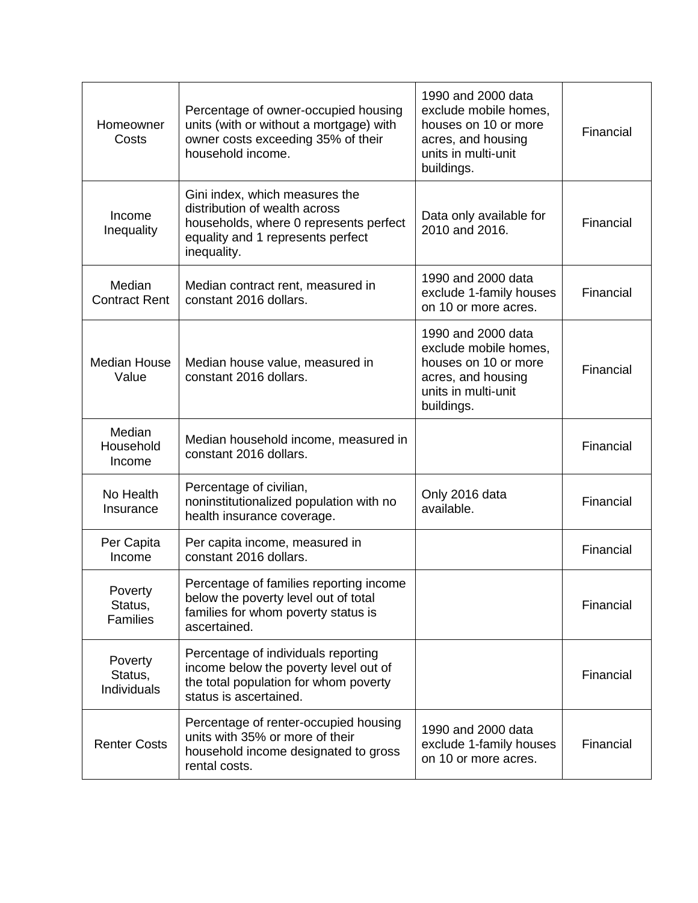| Homeowner Costs | Percentage of owner-occupied housing units (with or without a mortgage) with owner costs exceeding 35% of their household income. | 1990 and 2000 data exclude mobile homes, houses on 10 or more acres, and housing units in multi-unit buildings. | Financial |
|---|---|---|---|
| Income Inequality | Gini index, which measures the distribution of wealth across households, where 0 represents perfect equality and 1 represents perfect inequality. | Data only available for 2010 and 2016. | Financial |
| Median Contract Rent | Median contract rent, measured in constant 2016 dollars. | 1990 and 2000 data exclude 1-family houses on 10 or more acres. | Financial |
| Median House Value | Median house value, measured in constant 2016 dollars. | 1990 and 2000 data exclude mobile homes, houses on 10 or more acres, and housing units in multi-unit buildings. | Financial |
| Median Household Income | Median household income, measured in constant 2016 dollars. | | Financial |
| No Health Insurance | Percentage of civilian, noninstitutionalized population with no health insurance coverage. | Only 2016 data available. | Financial |
| Per Capita Income | Per capita income, measured in constant 2016 dollars. | | Financial |
| Poverty Status, Families | Percentage of families reporting income below the poverty level out of total families for whom poverty status is ascertained. | | Financial |
| Poverty Status, Individuals | Percentage of individuals reporting income below the poverty level out of the total population for whom poverty status is ascertained. | | Financial |
| Renter Costs | Percentage of renter-occupied housing units with 35% or more of their household income designated to gross rental costs. | 1990 and 2000 data exclude 1-family houses on 10 or more acres. | Financial |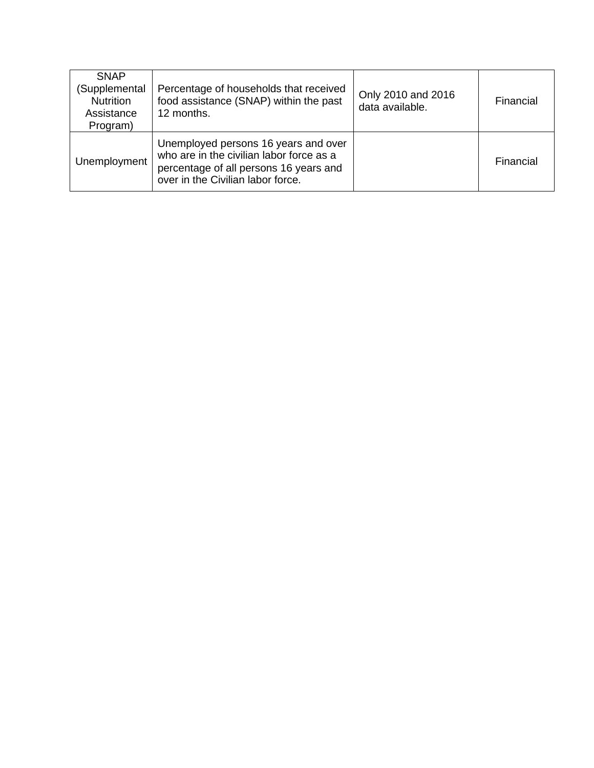| SNAP (Supplemental Nutrition Assistance Program) | Percentage of households that received food assistance (SNAP) within the past 12 months. | Only 2010 and 2016 data available. | Financial |
|---|---|---|---|
| Unemployment | Unemployed persons 16 years and over who are in the civilian labor force as a percentage of all persons 16 years and over in the Civilian labor force. | | Financial |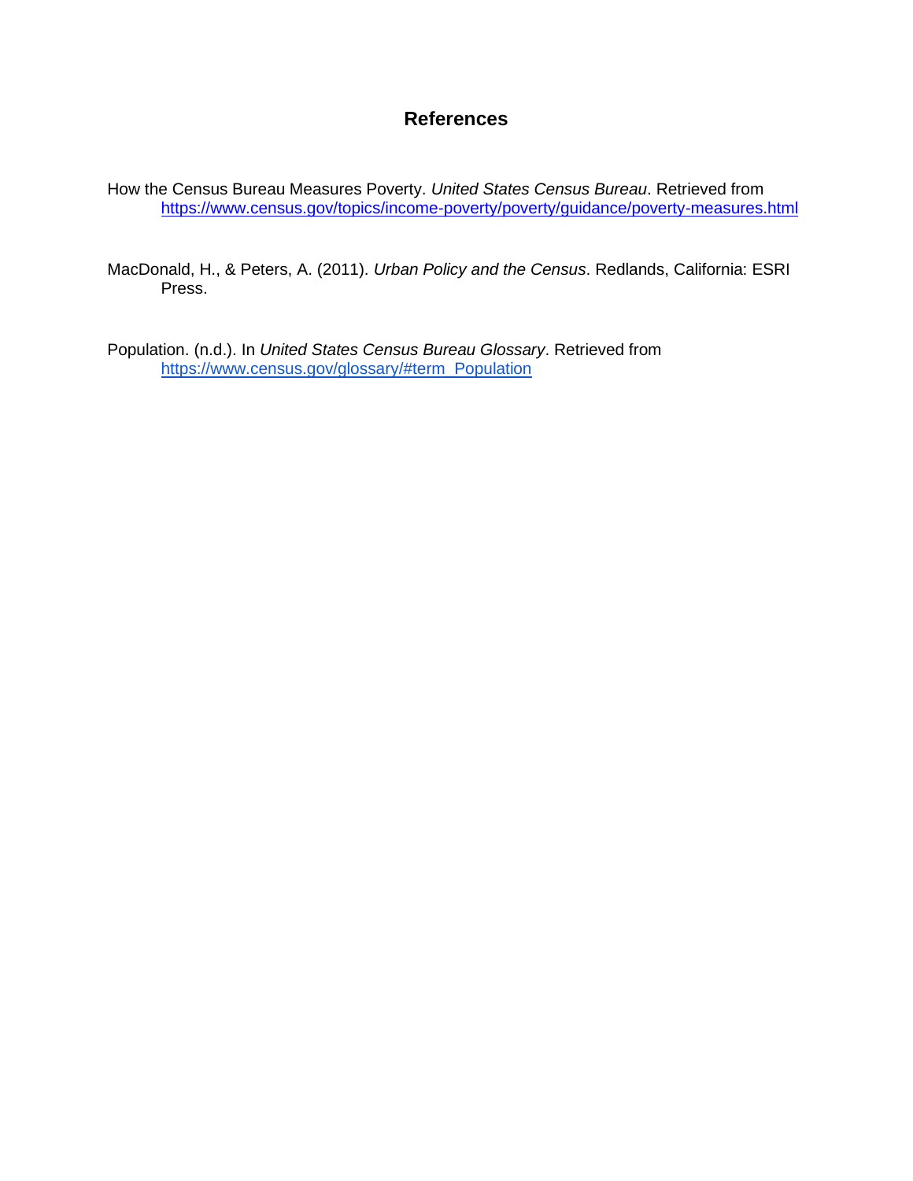# References

How the Census Bureau Measures Poverty. *United States Census Bureau*. Retrieved from https://www.census.gov/topics/income-poverty/poverty/guidance/poverty-measures.html

MacDonald, H., & Peters, A. (2011). *Urban Policy and the Census*. Redlands, California: ESRI Press.

Population. (n.d.). In *United States Census Bureau Glossary*. Retrieved from https://www.census.gov/glossary/#term_Population